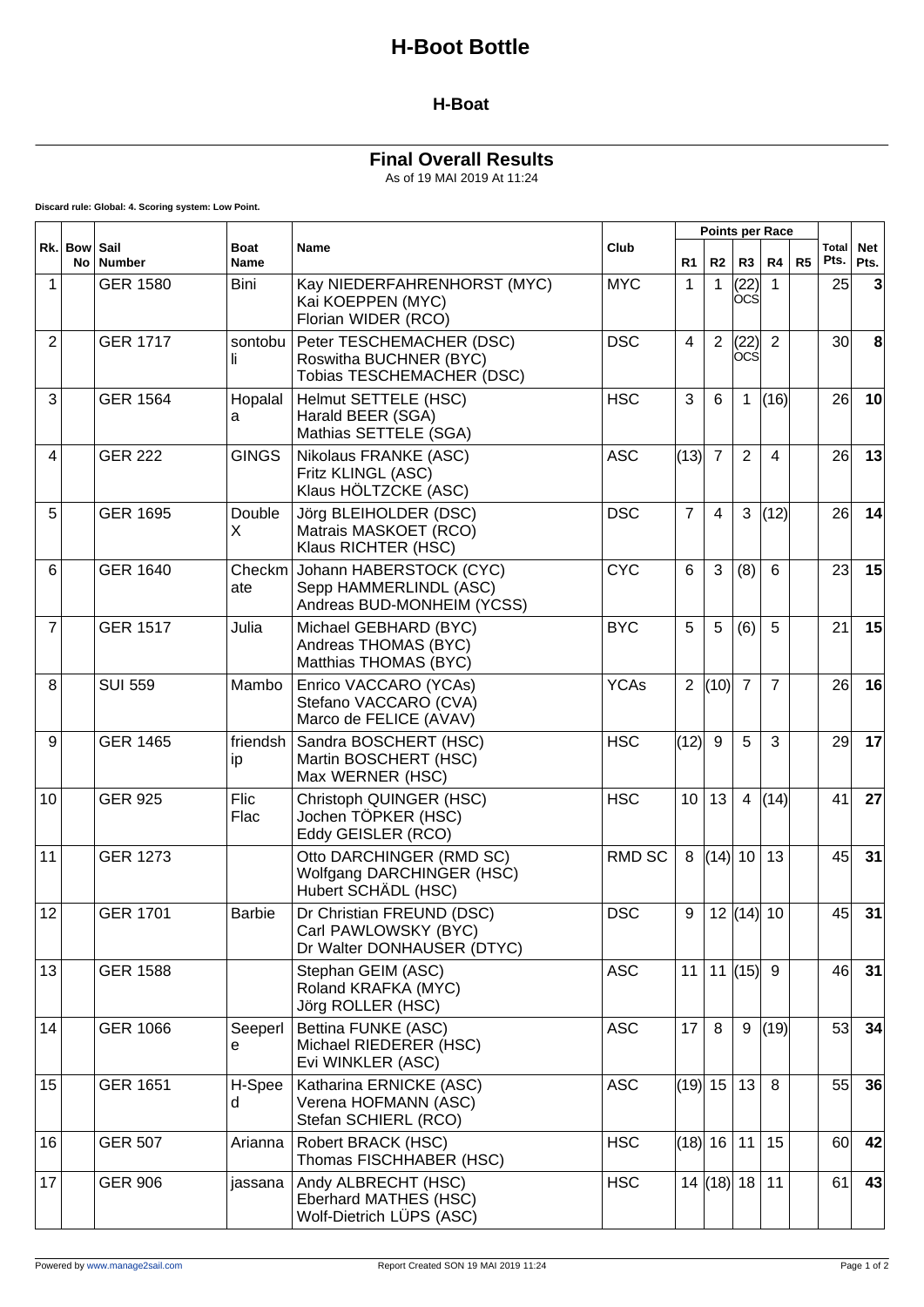# H-Boot Bottle

## H-Boat

### Final Overall Results

As of 19 MAI 2019 At 11:24

**Discard rule: Global: 4. Scoring system: Low Point.**

| Rk. | Bow No | Sail Number | Boat Name | Name | Club | Points per Race | | | | | Total Pts. | Net Pts. |
|---|---|---|---|---|---|---|---|---|---|---|---|---|
| | | | | | | R1 | R2 | R3 | R4 | R5 | | |
| 1 | | GER 1580 | Bini | Kay NIEDERFAHRENHORST (MYC)<br>Kai KOEPPEN (MYC)<br>Florian WIDER (RCO) | MYC | 1 | 1 | (22) OCS | 1 | | 25 | **3** |
| 2 | | GER 1717 | sontobuli | Peter TESCHEMACHER (DSC)<br>Roswitha BUCHNER (BYC)<br>Tobias TESCHEMACHER (DSC) | DSC | 4 | 2 | (22) OCS | 2 | | 30 | **8** |
| 3 | | GER 1564 | Hopalala | Helmut SETTELE (HSC)<br>Harald BEER (SGA)<br>Mathias SETTELE (SGA) | HSC | 3 | 6 | 1 | (16) | | 26 | **10** |
| 4 | | GER 222 | GINGS | Nikolaus FRANKE (ASC)<br>Fritz KLINGL (ASC)<br>Klaus HÖLTZCKE (ASC) | ASC | (13) | 7 | 2 | 4 | | 26 | **13** |
| 5 | | GER 1695 | Double X | Jörg BLEIHOLDER (DSC)<br>Matrais MASKOET (RCO)<br>Klaus RICHTER (HSC) | DSC | 7 | 4 | 3 | (12) | | 26 | **14** |
| 6 | | GER 1640 | Checkmate | Johann HABERSTOCK (CYC)<br>Sepp HAMMERLINDL (ASC)<br>Andreas BUD-MONHEIM (YCSS) | CYC | 6 | 3 | (8) | 6 | | 23 | **15** |
| 7 | | GER 1517 | Julia | Michael GEBHARD (BYC)<br>Andreas THOMAS (BYC)<br>Matthias THOMAS (BYC) | BYC | 5 | 5 | (6) | 5 | | 21 | **15** |
| 8 | | SUI 559 | Mambo | Enrico VACCARO (YCAs)<br>Stefano VACCARO (CVA)<br>Marco de FELICE (AVAV) | YCAs | 2 | (10) | 7 | 7 | | 26 | **16** |
| 9 | | GER 1465 | friendship | Sandra BOSCHERT (HSC)<br>Martin BOSCHERT (HSC)<br>Max WERNER (HSC) | HSC | (12) | 9 | 5 | 3 | | 29 | **17** |
| 10 | | GER 925 | Flic Flac | Christoph QUINGER (HSC)<br>Jochen TÖPKER (HSC)<br>Eddy GEISLER (RCO) | HSC | 10 | 13 | 4 | (14) | | 41 | **27** |
| 11 | | GER 1273 | | Otto DARCHINGER (RMD SC)<br>Wolfgang DARCHINGER (HSC)<br>Hubert SCHÄDL (HSC) | RMD SC | 8 | (14) | 10 | 13 | | 45 | **31** |
| 12 | | GER 1701 | Barbie | Dr Christian FREUND (DSC)<br>Carl PAWLOWSKY (BYC)<br>Dr Walter DONHAUSER (DTYC) | DSC | 9 | 12 | (14) | 10 | | 45 | **31** |
| 13 | | GER 1588 | | Stephan GEIM (ASC)<br>Roland KRAFKA (MYC)<br>Jörg ROLLER (HSC) | ASC | 11 | 11 | (15) | 9 | | 46 | **31** |
| 14 | | GER 1066 | Seeperle | Bettina FUNKE (ASC)<br>Michael RIEDERER (HSC)<br>Evi WINKLER (ASC) | ASC | 17 | 8 | 9 | (19) | | 53 | **34** |
| 15 | | GER 1651 | H-Speed | Katharina ERNICKE (ASC)<br>Verena HOFMANN (ASC)<br>Stefan SCHIERL (RCO) | ASC | (19) | 15 | 13 | 8 | | 55 | **36** |
| 16 | | GER 507 | Arianna | Robert BRACK (HSC)<br>Thomas FISCHHABER (HSC) | HSC | (18) | 16 | 11 | 15 | | 60 | **42** |
| 17 | | GER 906 | jassana | Andy ALBRECHT (HSC)<br>Eberhard MATHES (HSC)<br>Wolf-Dietrich LÜPS (ASC) | HSC | 14 | (18) | 18 | 11 | | 61 | **43** |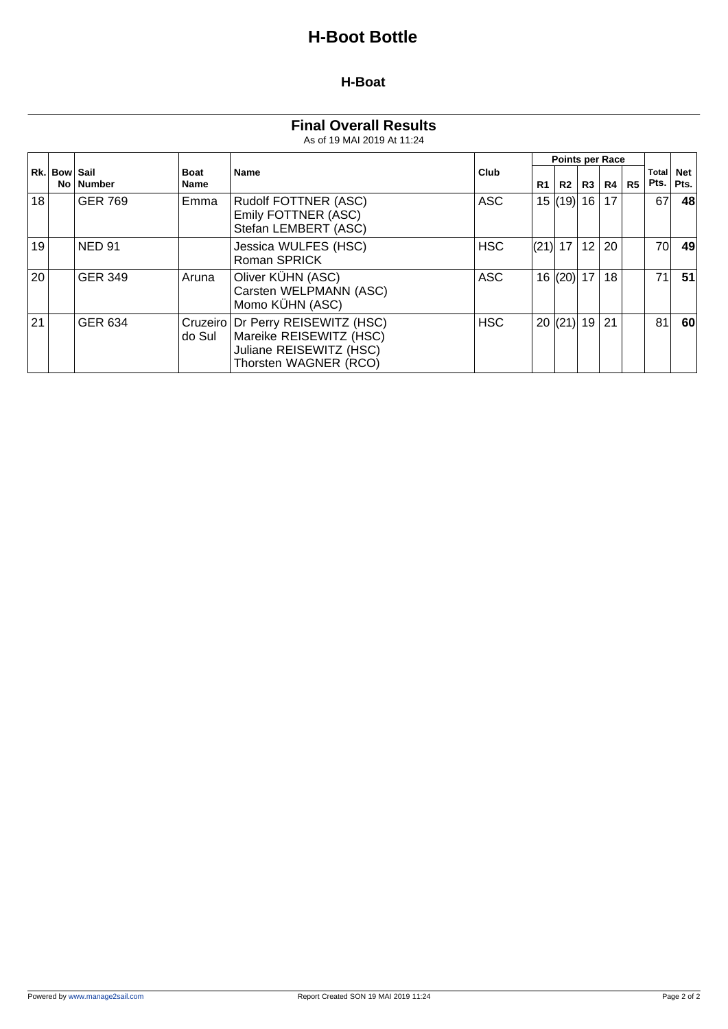# H-Boot Bottle

## H-Boat

### Final Overall Results

As of 19 MAI 2019 At 11:24

| Rk. | Bow No | Sail Number | Boat Name | Name | Club | Points per Race R1 | R2 | R3 | R4 | R5 | Total Pts. | Net Pts. |
|---|---|---|---|---|---|---|---|---|---|---|---|---|
| 18 | | GER 769 | Emma | Rudolf FOTTNER (ASC)<br>Emily FOTTNER (ASC)<br>Stefan LEMBERT (ASC) | ASC | 15 | (19) | 16 | 17 | | 67 | **48** |
| 19 | | NED 91 | | Jessica WULFES (HSC)<br>Roman SPRICK | HSC | (21) | 17 | 12 | 20 | | 70 | **49** |
| 20 | | GER 349 | Aruna | Oliver KÜHN (ASC)<br>Carsten WELPMANN (ASC)<br>Momo KÜHN (ASC) | ASC | 16 | (20) | 17 | 18 | | 71 | **51** |
| 21 | | GER 634 | Cruzeiro do Sul | Dr Perry REISEWITZ (HSC)<br>Mareike REISEWITZ (HSC)<br>Juliane REISEWITZ (HSC)<br>Thorsten WAGNER (RCO) | HSC | 20 | (21) | 19 | 21 | | 81 | **60** |

Powered by www.manage2sail.com

Report Created SON 19 MAI 2019 11:24